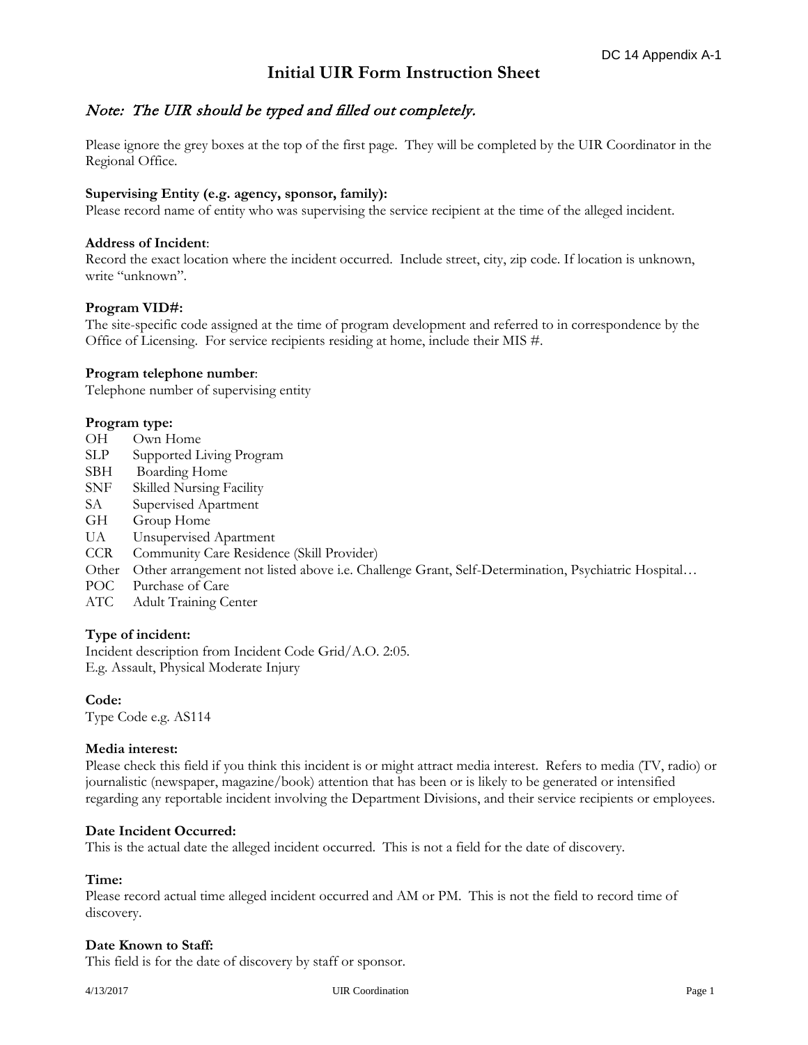DC 14 Appendix A-1

# Initial UIR Form Instruction Sheet

## *Note: The UIR should be typed and filled out completely.*

Please ignore the grey boxes at the top of the first page. They will be completed by the UIR Coordinator in the Regional Office.

**Supervising Entity (e.g. agency, sponsor, family):**
Please record name of entity who was supervising the service recipient at the time of the alleged incident.

**Address of Incident**:
Record the exact location where the incident occurred. Include street, city, zip code. If location is unknown, write "unknown".

**Program VID#:**
The site-specific code assigned at the time of program development and referred to in correspondence by the Office of Licensing. For service recipients residing at home, include their MIS #.

**Program telephone number**:
Telephone number of supervising entity

**Program type:**

| | |
|---|---|
| OH | Own Home |
| SLP | Supported Living Program |
| SBH | Boarding Home |
| SNF | Skilled Nursing Facility |
| SA | Supervised Apartment |
| GH | Group Home |
| UA | Unsupervised Apartment |
| CCR | Community Care Residence (Skill Provider) |
| Other | Other arrangement not listed above i.e. Challenge Grant, Self-Determination, Psychiatric Hospital… |
| POC | Purchase of Care |
| ATC | Adult Training Center |

**Type of incident:**
Incident description from Incident Code Grid/A.O. 2:05.
E.g. Assault, Physical Moderate Injury

**Code:**
Type Code e.g. AS114

**Media interest:**
Please check this field if you think this incident is or might attract media interest. Refers to media (TV, radio) or journalistic (newspaper, magazine/book) attention that has been or is likely to be generated or intensified regarding any reportable incident involving the Department Divisions, and their service recipients or employees.

**Date Incident Occurred:**
This is the actual date the alleged incident occurred. This is not a field for the date of discovery.

**Time:**
Please record actual time alleged incident occurred and AM or PM. This is not the field to record time of discovery.

**Date Known to Staff:**
This field is for the date of discovery by staff or sponsor.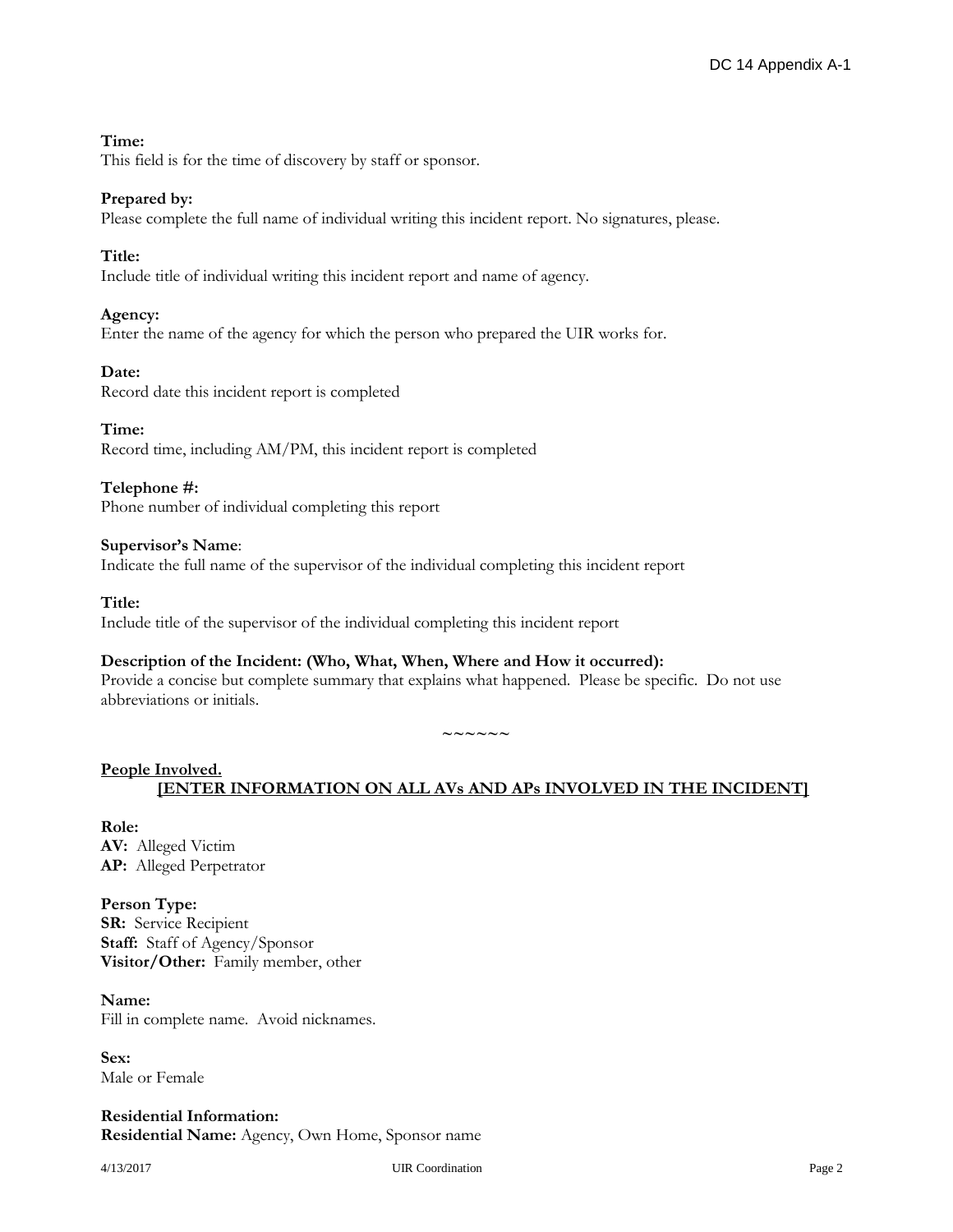**Time:**
This field is for the time of discovery by staff or sponsor.

**Prepared by:**
Please complete the full name of individual writing this incident report. No signatures, please.

**Title:**
Include title of individual writing this incident report and name of agency.

**Agency:**
Enter the name of the agency for which the person who prepared the UIR works for.

**Date:**
Record date this incident report is completed

**Time:**
Record time, including AM/PM, this incident report is completed

**Telephone #:**
Phone number of individual completing this report

**Supervisor's Name**:
Indicate the full name of the supervisor of the individual completing this incident report

**Title:**
Include title of the supervisor of the individual completing this incident report

**Description of the Incident: (Who, What, When, Where and How it occurred):**
Provide a concise but complete summary that explains what happened. Please be specific. Do not use abbreviations or initials.

~~~~~~

**People Involved.**
**[ENTER INFORMATION ON ALL AVs AND APs INVOLVED IN THE INCIDENT]**

**Role:**
**AV:** Alleged Victim
**AP:** Alleged Perpetrator

**Person Type:**
**SR:** Service Recipient
**Staff:** Staff of Agency/Sponsor
**Visitor/Other:** Family member, other

**Name:**
Fill in complete name. Avoid nicknames.

**Sex:**
Male or Female

**Residential Information:**
**Residential Name:** Agency, Own Home, Sponsor name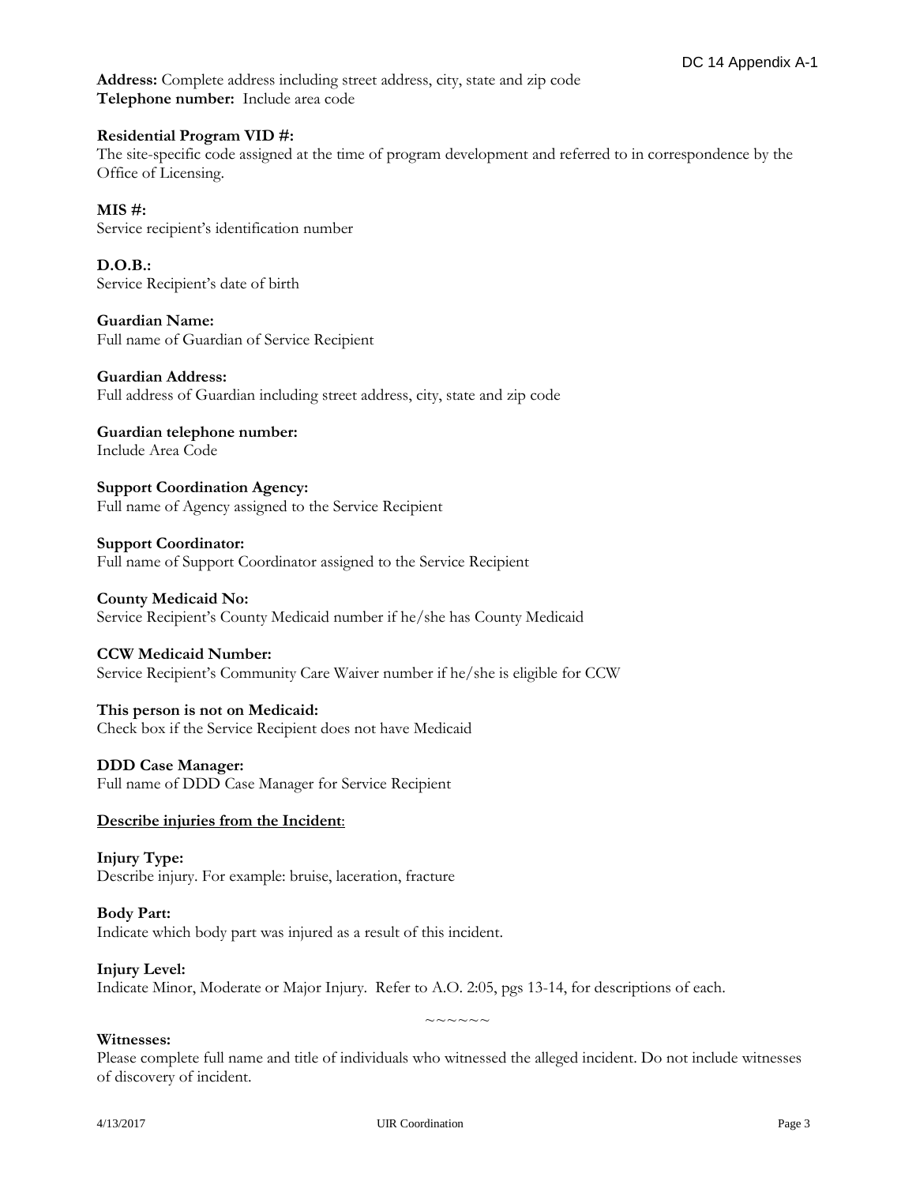**Address:** Complete address including street address, city, state and zip code
**Telephone number:** Include area code

**Residential Program VID #:**
The site-specific code assigned at the time of program development and referred to in correspondence by the Office of Licensing.

**MIS #:**
Service recipient's identification number

**D.O.B.:**
Service Recipient's date of birth

**Guardian Name:**
Full name of Guardian of Service Recipient

**Guardian Address:**
Full address of Guardian including street address, city, state and zip code

**Guardian telephone number:**
Include Area Code

**Support Coordination Agency:**
Full name of Agency assigned to the Service Recipient

**Support Coordinator:**
Full name of Support Coordinator assigned to the Service Recipient

**County Medicaid No:**
Service Recipient's County Medicaid number if he/she has County Medicaid

**CCW Medicaid Number:**
Service Recipient's Community Care Waiver number if he/she is eligible for CCW

**This person is not on Medicaid:**
Check box if the Service Recipient does not have Medicaid

**DDD Case Manager:**
Full name of DDD Case Manager for Service Recipient

**<u>Describe injuries from the Incident</u>:**

**Injury Type:**
Describe injury. For example: bruise, laceration, fracture

**Body Part:**
Indicate which body part was injured as a result of this incident.

**Injury Level:**
Indicate Minor, Moderate or Major Injury. Refer to A.O. 2:05, pgs 13-14, for descriptions of each.

~~~~~~

**Witnesses:**
Please complete full name and title of individuals who witnessed the alleged incident. Do not include witnesses of discovery of incident.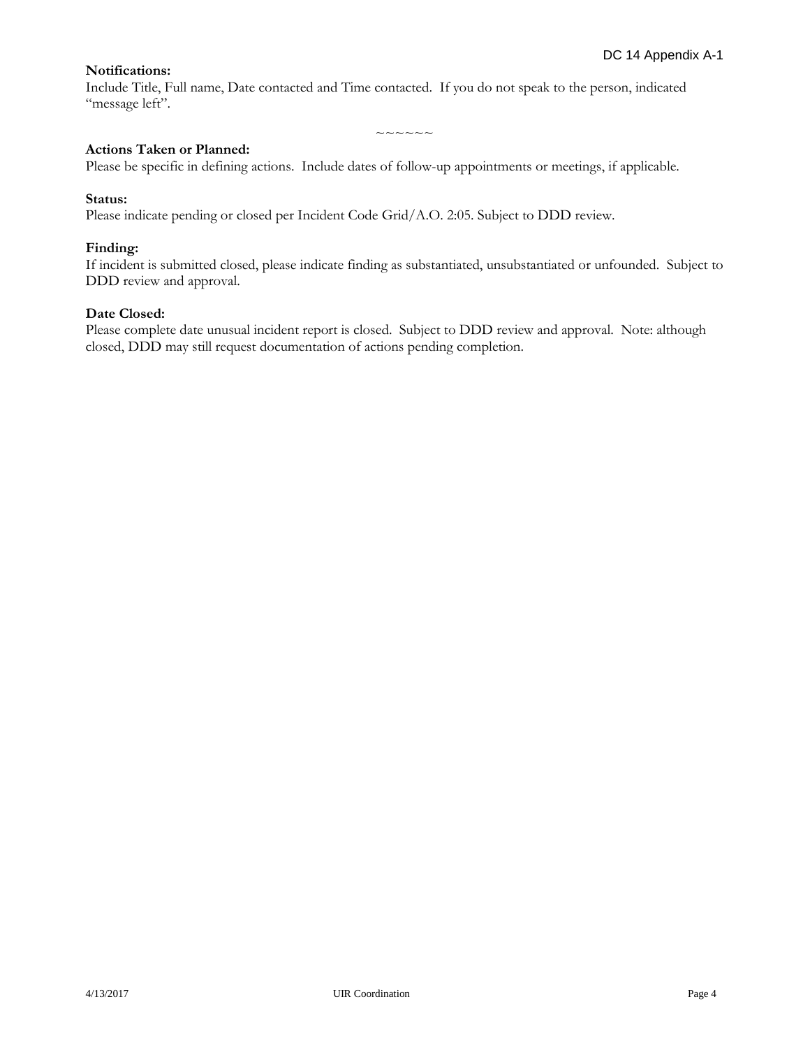**Notifications:**
Include Title, Full name, Date contacted and Time contacted. If you do not speak to the person, indicated "message left".

~~~~~~

**Actions Taken or Planned:**
Please be specific in defining actions. Include dates of follow-up appointments or meetings, if applicable.

**Status:**
Please indicate pending or closed per Incident Code Grid/A.O. 2:05. Subject to DDD review.

**Finding:**
If incident is submitted closed, please indicate finding as substantiated, unsubstantiated or unfounded. Subject to DDD review and approval.

**Date Closed:**
Please complete date unusual incident report is closed. Subject to DDD review and approval. Note: although closed, DDD may still request documentation of actions pending completion.